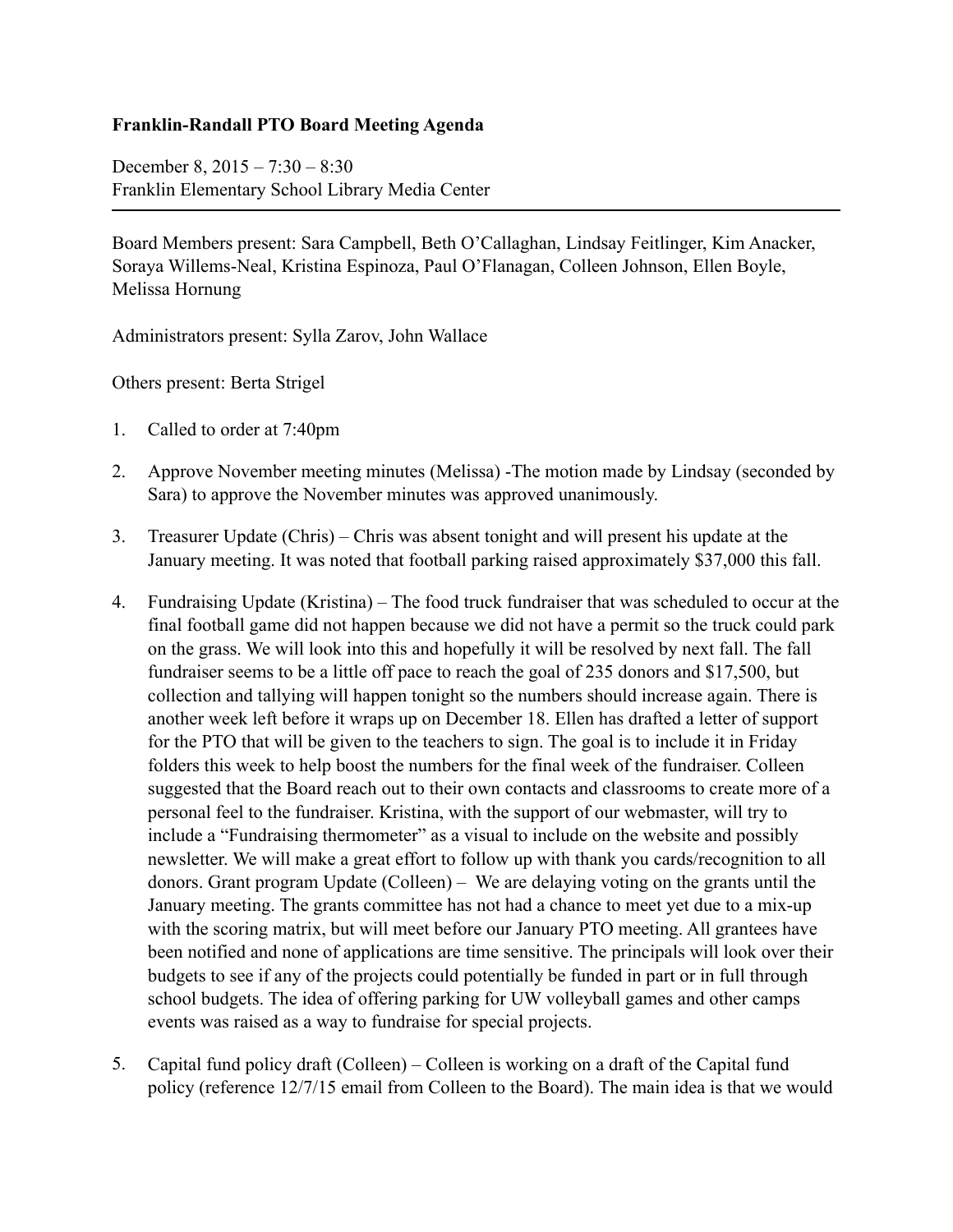**Franklin-Randall PTO Board Meeting Agenda**

December 8, 2015 – 7:30 – 8:30
Franklin Elementary School Library Media Center

---

Board Members present: Sara Campbell, Beth O'Callaghan, Lindsay Feitlinger, Kim Anacker, Soraya Willems-Neal, Kristina Espinoza, Paul O'Flanagan, Colleen Johnson, Ellen Boyle, Melissa Hornung

Administrators present: Sylla Zarov, John Wallace

Others present: Berta Strigel

1. Called to order at 7:40pm

2. Approve November meeting minutes (Melissa) -The motion made by Lindsay (seconded by Sara) to approve the November minutes was approved unanimously.

3. Treasurer Update (Chris) – Chris was absent tonight and will present his update at the January meeting. It was noted that football parking raised approximately $37,000 this fall.

4. Fundraising Update (Kristina) – The food truck fundraiser that was scheduled to occur at the final football game did not happen because we did not have a permit so the truck could park on the grass. We will look into this and hopefully it will be resolved by next fall. The fall fundraiser seems to be a little off pace to reach the goal of 235 donors and $17,500, but collection and tallying will happen tonight so the numbers should increase again. There is another week left before it wraps up on December 18. Ellen has drafted a letter of support for the PTO that will be given to the teachers to sign. The goal is to include it in Friday folders this week to help boost the numbers for the final week of the fundraiser. Colleen suggested that the Board reach out to their own contacts and classrooms to create more of a personal feel to the fundraiser. Kristina, with the support of our webmaster, will try to include a "Fundraising thermometer" as a visual to include on the website and possibly newsletter. We will make a great effort to follow up with thank you cards/recognition to all donors. Grant program Update (Colleen) – We are delaying voting on the grants until the January meeting. The grants committee has not had a chance to meet yet due to a mix-up with the scoring matrix, but will meet before our January PTO meeting. All grantees have been notified and none of applications are time sensitive. The principals will look over their budgets to see if any of the projects could potentially be funded in part or in full through school budgets. The idea of offering parking for UW volleyball games and other camps events was raised as a way to fundraise for special projects.

5. Capital fund policy draft (Colleen) – Colleen is working on a draft of the Capital fund policy (reference 12/7/15 email from Colleen to the Board). The main idea is that we would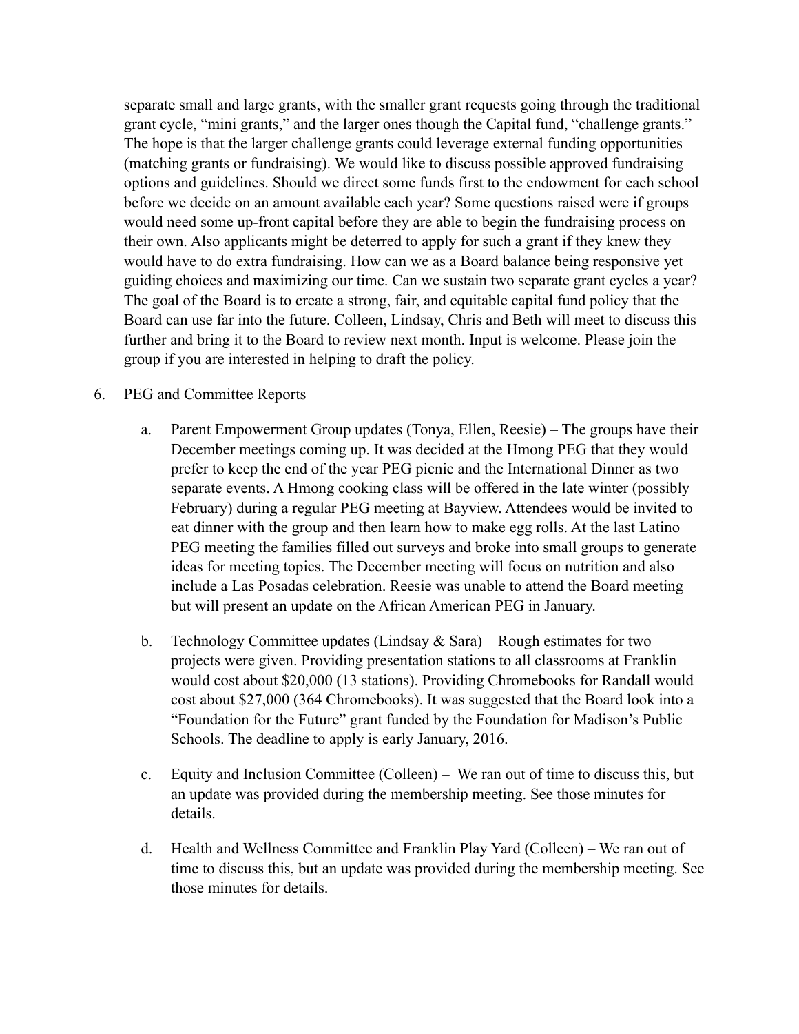separate small and large grants, with the smaller grant requests going through the traditional grant cycle, "mini grants," and the larger ones though the Capital fund, "challenge grants." The hope is that the larger challenge grants could leverage external funding opportunities (matching grants or fundraising). We would like to discuss possible approved fundraising options and guidelines. Should we direct some funds first to the endowment for each school before we decide on an amount available each year? Some questions raised were if groups would need some up-front capital before they are able to begin the fundraising process on their own. Also applicants might be deterred to apply for such a grant if they knew they would have to do extra fundraising. How can we as a Board balance being responsive yet guiding choices and maximizing our time. Can we sustain two separate grant cycles a year? The goal of the Board is to create a strong, fair, and equitable capital fund policy that the Board can use far into the future. Colleen, Lindsay, Chris and Beth will meet to discuss this further and bring it to the Board to review next month. Input is welcome. Please join the group if you are interested in helping to draft the policy.

6. PEG and Committee Reports

    a. Parent Empowerment Group updates (Tonya, Ellen, Reesie) – The groups have their December meetings coming up. It was decided at the Hmong PEG that they would prefer to keep the end of the year PEG picnic and the International Dinner as two separate events. A Hmong cooking class will be offered in the late winter (possibly February) during a regular PEG meeting at Bayview. Attendees would be invited to eat dinner with the group and then learn how to make egg rolls. At the last Latino PEG meeting the families filled out surveys and broke into small groups to generate ideas for meeting topics. The December meeting will focus on nutrition and also include a Las Posadas celebration. Reesie was unable to attend the Board meeting but will present an update on the African American PEG in January.

    b. Technology Committee updates (Lindsay & Sara) – Rough estimates for two projects were given. Providing presentation stations to all classrooms at Franklin would cost about $20,000 (13 stations). Providing Chromebooks for Randall would cost about $27,000 (364 Chromebooks). It was suggested that the Board look into a "Foundation for the Future" grant funded by the Foundation for Madison's Public Schools. The deadline to apply is early January, 2016.

    c. Equity and Inclusion Committee (Colleen) – We ran out of time to discuss this, but an update was provided during the membership meeting. See those minutes for details.

    d. Health and Wellness Committee and Franklin Play Yard (Colleen) – We ran out of time to discuss this, but an update was provided during the membership meeting. See those minutes for details.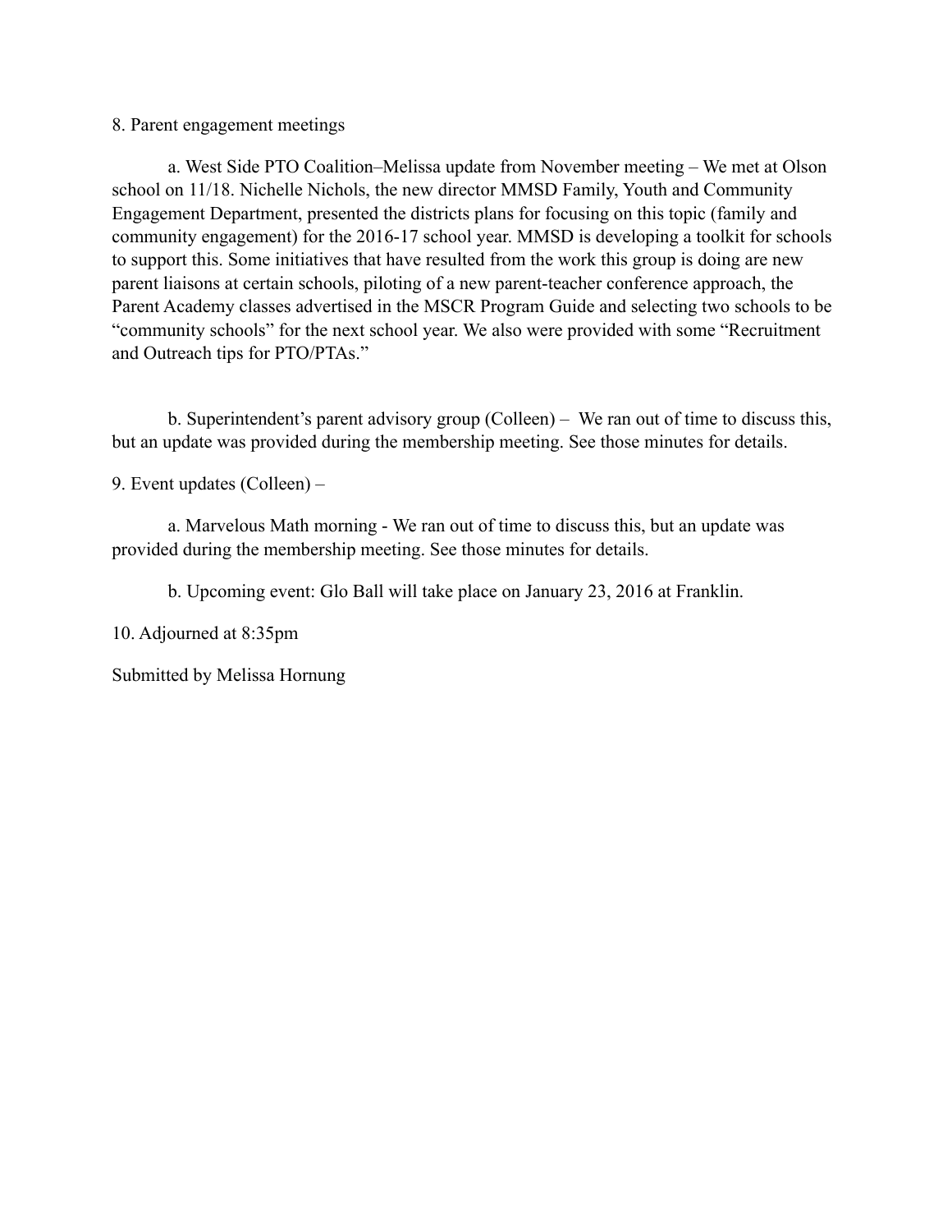8. Parent engagement meetings

a. West Side PTO Coalition–Melissa update from November meeting – We met at Olson school on 11/18. Nichelle Nichols, the new director MMSD Family, Youth and Community Engagement Department, presented the districts plans for focusing on this topic (family and community engagement) for the 2016-17 school year. MMSD is developing a toolkit for schools to support this. Some initiatives that have resulted from the work this group is doing are new parent liaisons at certain schools, piloting of a new parent-teacher conference approach, the Parent Academy classes advertised in the MSCR Program Guide and selecting two schools to be "community schools" for the next school year. We also were provided with some "Recruitment and Outreach tips for PTO/PTAs."

b. Superintendent's parent advisory group (Colleen) – We ran out of time to discuss this, but an update was provided during the membership meeting. See those minutes for details.

9. Event updates (Colleen) –

a. Marvelous Math morning - We ran out of time to discuss this, but an update was provided during the membership meeting. See those minutes for details.

b. Upcoming event: Glo Ball will take place on January 23, 2016 at Franklin.

10. Adjourned at 8:35pm

Submitted by Melissa Hornung